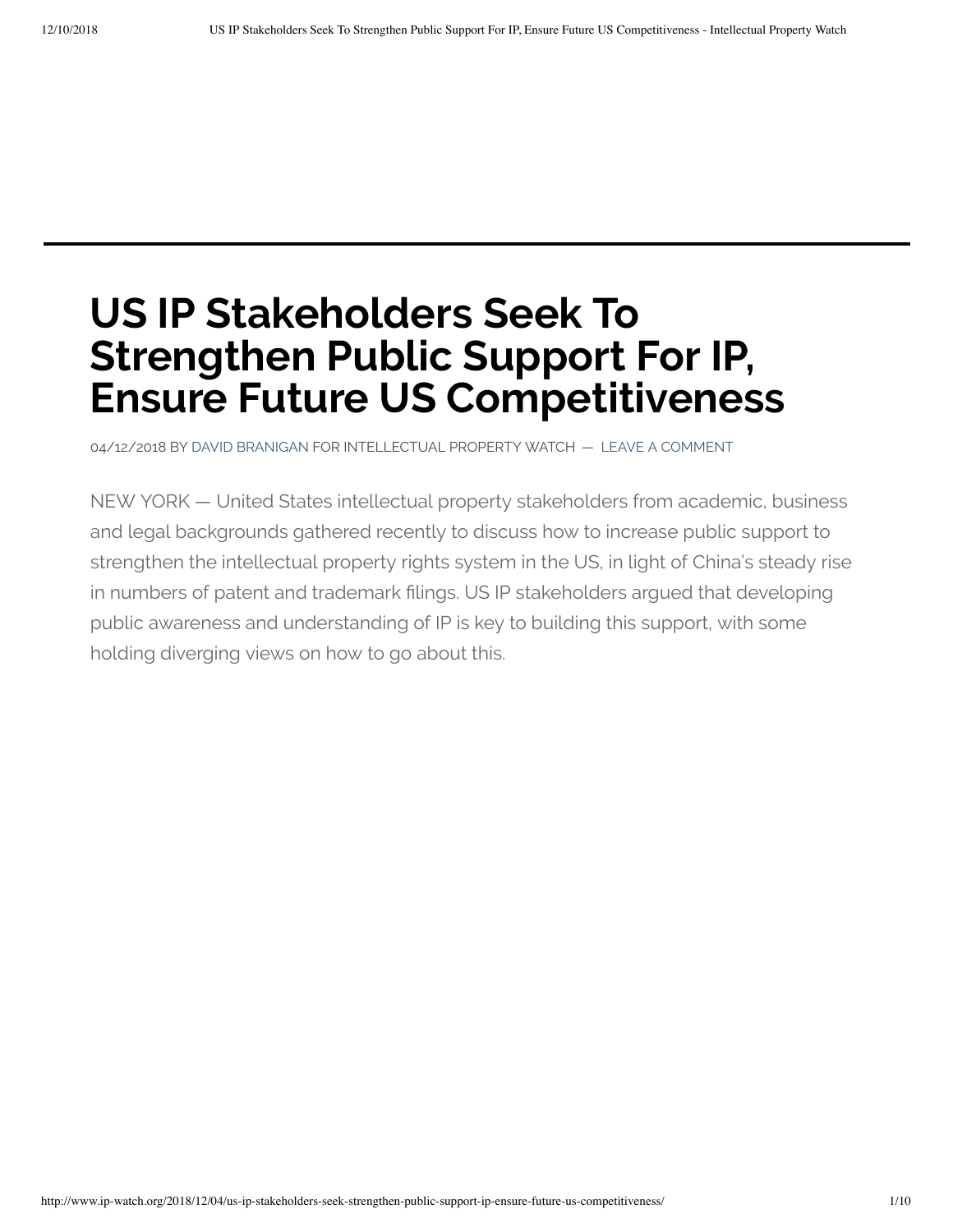# US IP Stakeholders Seek To Strengthen Public Support For IP, Ensure Future US Competitiveness

04/12/2018 BY DAVID BRANIGAN FOR INTELLECTUAL PROPERTY WATCH — LEAVE A COMMENT

NEW YORK — United States intellectual property stakeholders from academic, business and legal backgrounds gathered recently to discuss how to increase public support to strengthen the intellectual property rights system in the US, in light of China's steady rise in numbers of patent and trademark filings. US IP stakeholders argued that developing public awareness and understanding of IP is key to building this support, with some holding diverging views on how to go about this.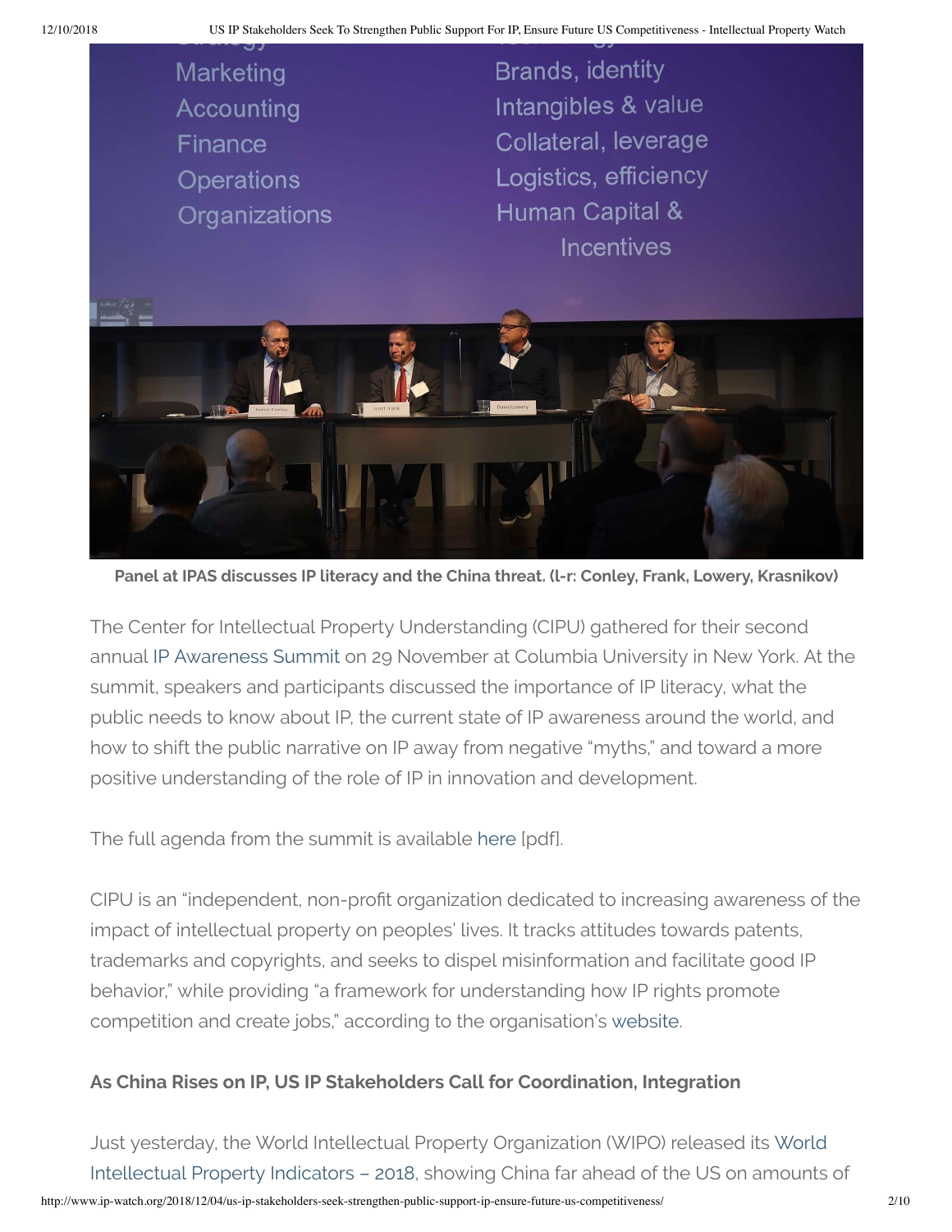Panel at IPAS discusses IP literacy and the China threat. (l-r: Conley, Frank, Lowery, Krasnikov)

The Center for Intellectual Property Understanding (CIPU) gathered for their second annual IP Awareness Summit on 29 November at Columbia University in New York. At the summit, speakers and participants discussed the importance of IP literacy, what the public needs to know about IP, the current state of IP awareness around the world, and how to shift the public narrative on IP away from negative "myths," and toward a more positive understanding of the role of IP in innovation and development.

The full agenda from the summit is available here [pdf].

CIPU is an "independent, non-profit organization dedicated to increasing awareness of the impact of intellectual property on peoples' lives. It tracks attitudes towards patents, trademarks and copyrights, and seeks to dispel misinformation and facilitate good IP behavior," while providing "a framework for understanding how IP rights promote competition and create jobs," according to the organisation's website.

**As China Rises on IP, US IP Stakeholders Call for Coordination, Integration**

Just yesterday, the World Intellectual Property Organization (WIPO) released its World Intellectual Property Indicators – 2018, showing China far ahead of the US on amounts of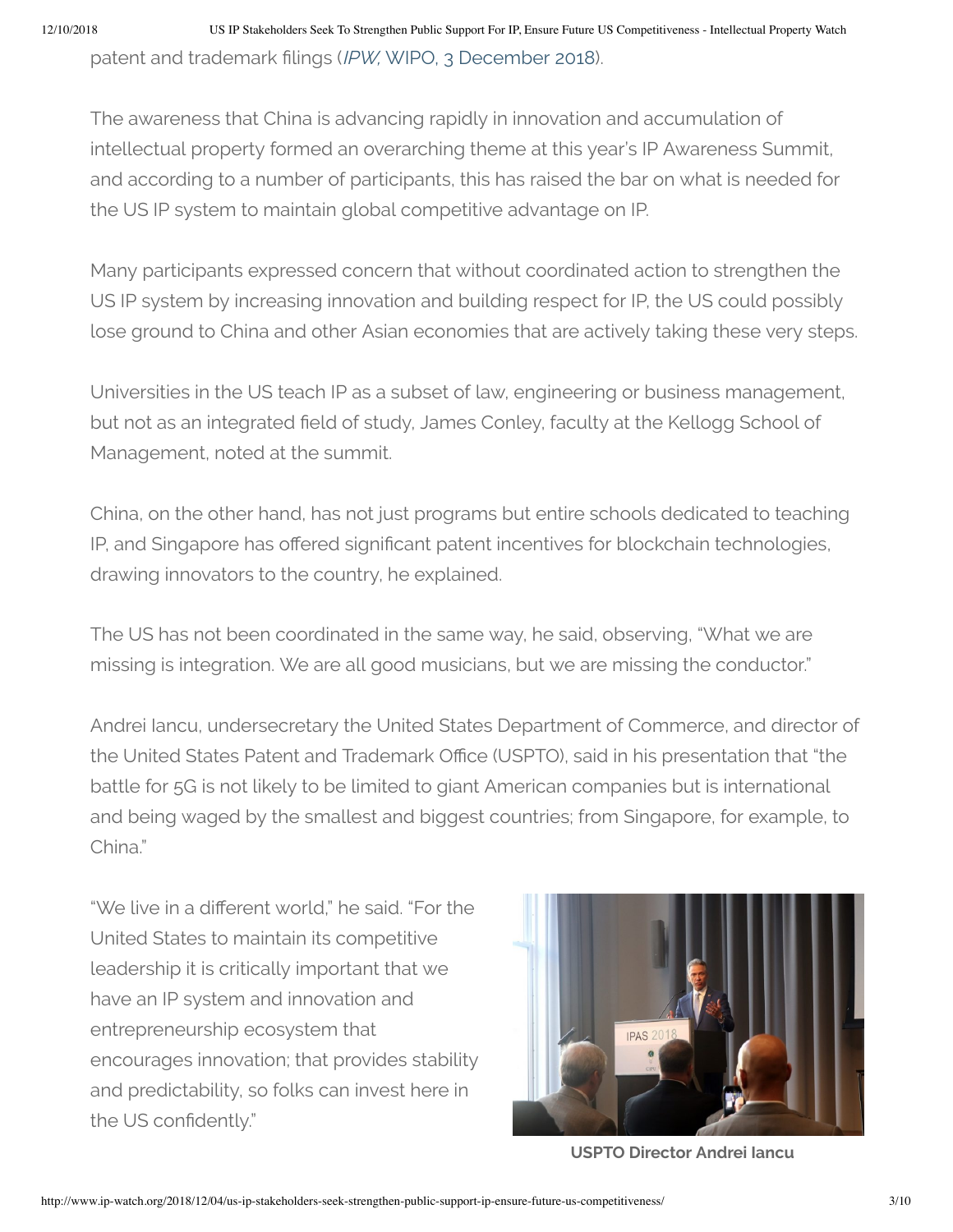patent and trademark filings (*IPW,* WIPO, 3 December 2018).

The awareness that China is advancing rapidly in innovation and accumulation of intellectual property formed an overarching theme at this year's IP Awareness Summit, and according to a number of participants, this has raised the bar on what is needed for the US IP system to maintain global competitive advantage on IP.

Many participants expressed concern that without coordinated action to strengthen the US IP system by increasing innovation and building respect for IP, the US could possibly lose ground to China and other Asian economies that are actively taking these very steps.

Universities in the US teach IP as a subset of law, engineering or business management, but not as an integrated field of study, James Conley, faculty at the Kellogg School of Management, noted at the summit.

China, on the other hand, has not just programs but entire schools dedicated to teaching IP, and Singapore has offered significant patent incentives for blockchain technologies, drawing innovators to the country, he explained.

The US has not been coordinated in the same way, he said, observing, "What we are missing is integration. We are all good musicians, but we are missing the conductor."

Andrei Iancu, undersecretary the United States Department of Commerce, and director of the United States Patent and Trademark Office (USPTO), said in his presentation that "the battle for 5G is not likely to be limited to giant American companies but is international and being waged by the smallest and biggest countries; from Singapore, for example, to China."

"We live in a different world," he said. "For the United States to maintain its competitive leadership it is critically important that we have an IP system and innovation and entrepreneurship ecosystem that encourages innovation; that provides stability and predictability, so folks can invest here in the US confidently."

**USPTO Director Andrei Iancu**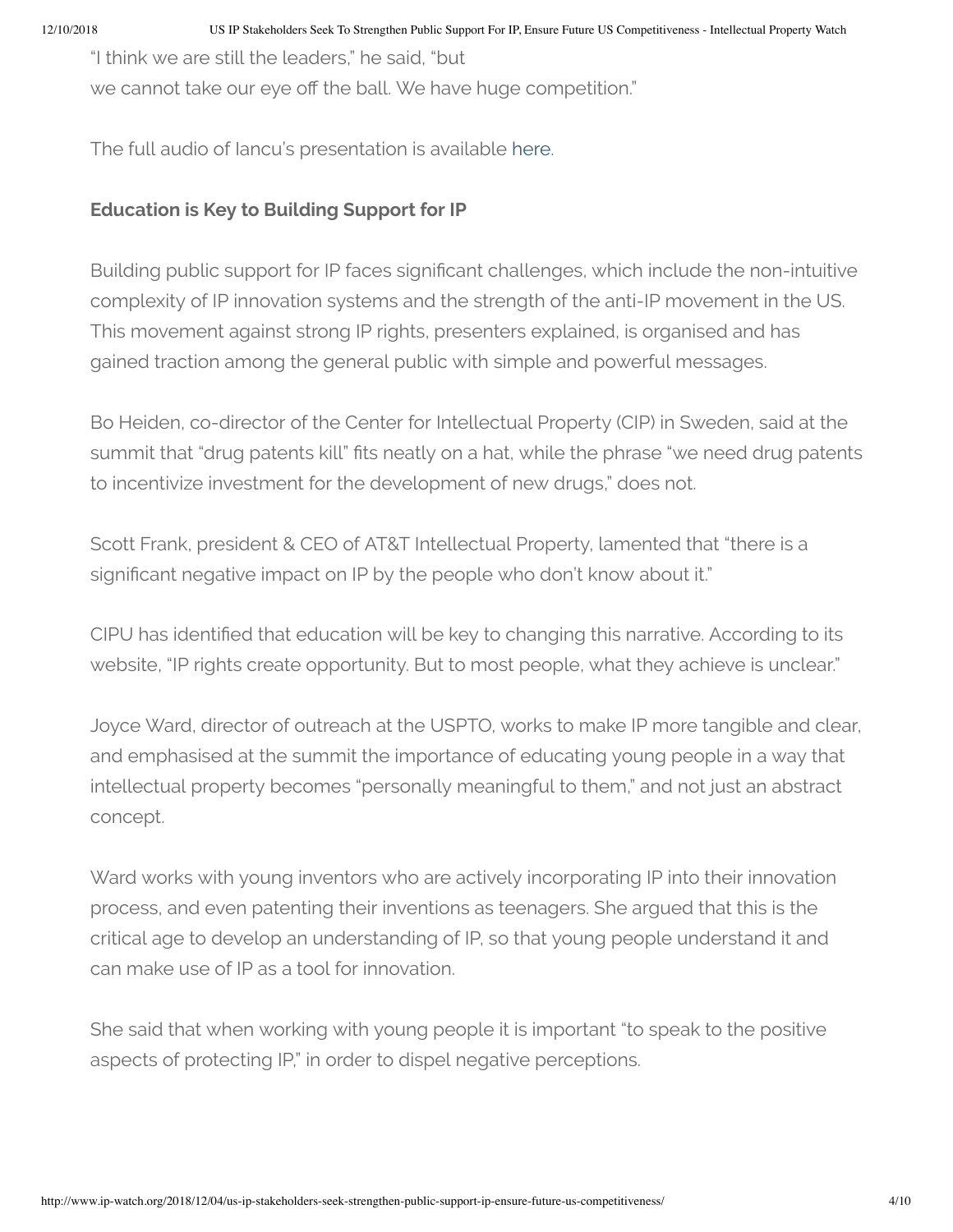"I think we are still the leaders," he said, "but we cannot take our eye off the ball. We have huge competition."

The full audio of Iancu's presentation is available here.

### Education is Key to Building Support for IP

Building public support for IP faces significant challenges, which include the non-intuitive complexity of IP innovation systems and the strength of the anti-IP movement in the US. This movement against strong IP rights, presenters explained, is organised and has gained traction among the general public with simple and powerful messages.

Bo Heiden, co-director of the Center for Intellectual Property (CIP) in Sweden, said at the summit that "drug patents kill" fits neatly on a hat, while the phrase "we need drug patents to incentivize investment for the development of new drugs," does not.

Scott Frank, president & CEO of AT&T Intellectual Property, lamented that "there is a significant negative impact on IP by the people who don't know about it."

CIPU has identified that education will be key to changing this narrative. According to its website, "IP rights create opportunity. But to most people, what they achieve is unclear."

Joyce Ward, director of outreach at the USPTO, works to make IP more tangible and clear, and emphasised at the summit the importance of educating young people in a way that intellectual property becomes "personally meaningful to them," and not just an abstract concept.

Ward works with young inventors who are actively incorporating IP into their innovation process, and even patenting their inventions as teenagers. She argued that this is the critical age to develop an understanding of IP, so that young people understand it and can make use of IP as a tool for innovation.

She said that when working with young people it is important "to speak to the positive aspects of protecting IP," in order to dispel negative perceptions.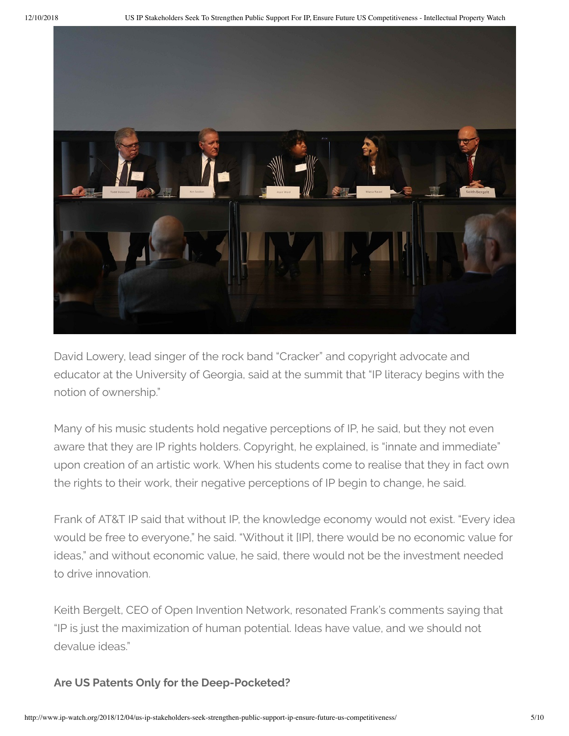David Lowery, lead singer of the rock band "Cracker" and copyright advocate and educator at the University of Georgia, said at the summit that "IP literacy begins with the notion of ownership."

Many of his music students hold negative perceptions of IP, he said, but they not even aware that they are IP rights holders. Copyright, he explained, is "innate and immediate" upon creation of an artistic work. When his students come to realise that they in fact own the rights to their work, their negative perceptions of IP begin to change, he said.

Frank of AT&T IP said that without IP, the knowledge economy would not exist. "Every idea would be free to everyone," he said. "Without it [IP], there would be no economic value for ideas," and without economic value, he said, there would not be the investment needed to drive innovation.

Keith Bergelt, CEO of Open Invention Network, resonated Frank's comments saying that "IP is just the maximization of human potential. Ideas have value, and we should not devalue ideas."

**Are US Patents Only for the Deep-Pocketed?**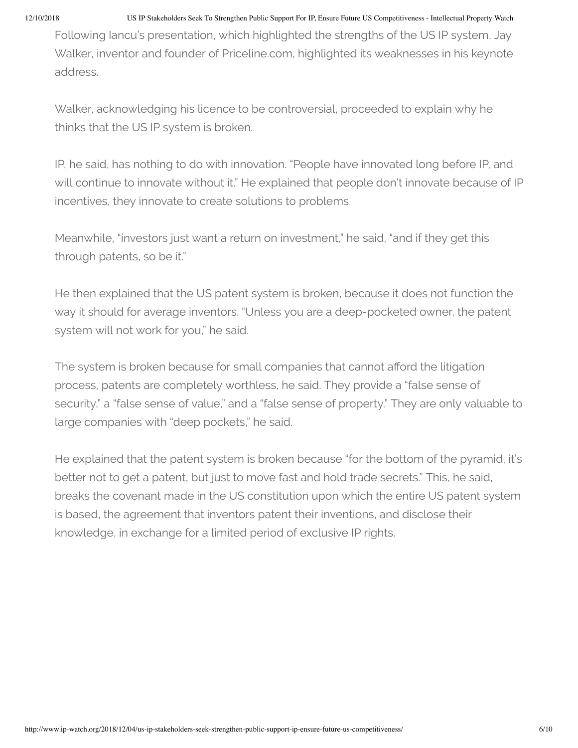Following Iancu's presentation, which highlighted the strengths of the US IP system, Jay Walker, inventor and founder of Priceline.com, highlighted its weaknesses in his keynote address.

Walker, acknowledging his licence to be controversial, proceeded to explain why he thinks that the US IP system is broken.

IP, he said, has nothing to do with innovation. "People have innovated long before IP, and will continue to innovate without it." He explained that people don't innovate because of IP incentives, they innovate to create solutions to problems.

Meanwhile, "investors just want a return on investment," he said, "and if they get this through patents, so be it."

He then explained that the US patent system is broken, because it does not function the way it should for average inventors. "Unless you are a deep-pocketed owner, the patent system will not work for you," he said.

The system is broken because for small companies that cannot afford the litigation process, patents are completely worthless, he said. They provide a "false sense of security," a "false sense of value," and a "false sense of property." They are only valuable to large companies with "deep pockets," he said.

He explained that the patent system is broken because "for the bottom of the pyramid, it's better not to get a patent, but just to move fast and hold trade secrets." This, he said, breaks the covenant made in the US constitution upon which the entire US patent system is based, the agreement that inventors patent their inventions, and disclose their knowledge, in exchange for a limited period of exclusive IP rights.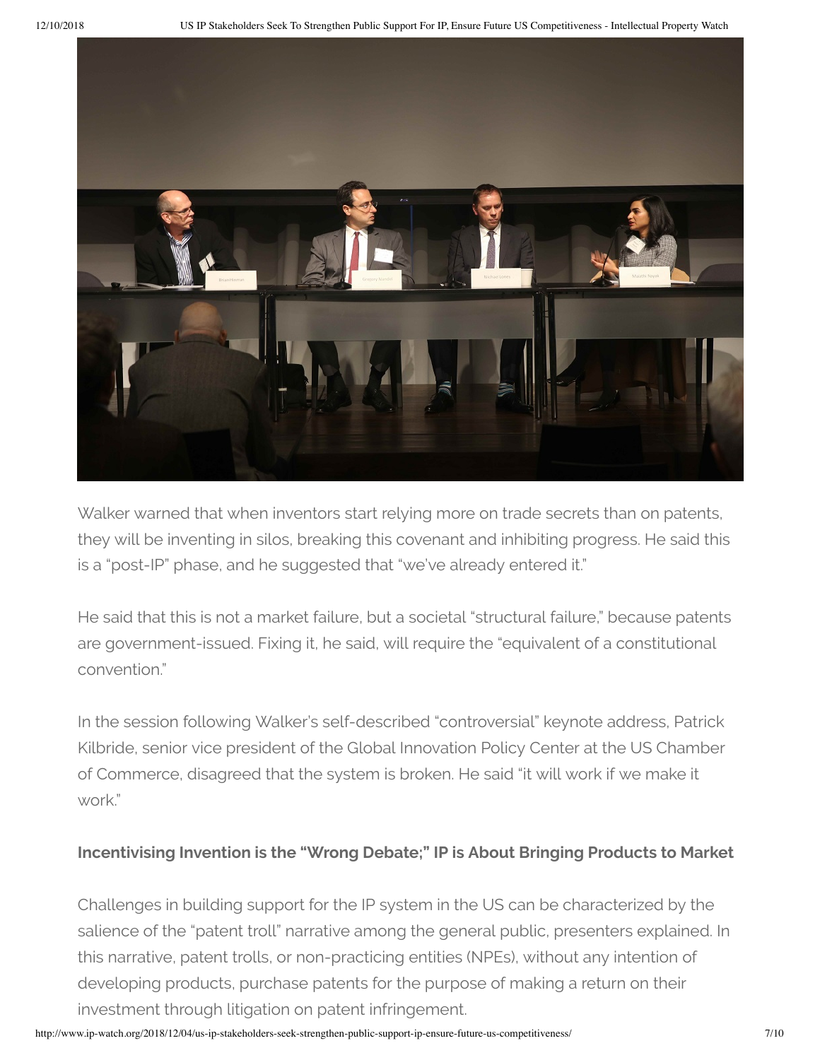Walker warned that when inventors start relying more on trade secrets than on patents, they will be inventing in silos, breaking this covenant and inhibiting progress. He said this is a "post-IP" phase, and he suggested that "we've already entered it."

He said that this is not a market failure, but a societal "structural failure," because patents are government-issued. Fixing it, he said, will require the "equivalent of a constitutional convention."

In the session following Walker's self-described "controversial" keynote address, Patrick Kilbride, senior vice president of the Global Innovation Policy Center at the US Chamber of Commerce, disagreed that the system is broken. He said "it will work if we make it work."

### Incentivising Invention is the "Wrong Debate;" IP is About Bringing Products to Market

Challenges in building support for the IP system in the US can be characterized by the salience of the "patent troll" narrative among the general public, presenters explained. In this narrative, patent trolls, or non-practicing entities (NPEs), without any intention of developing products, purchase patents for the purpose of making a return on their investment through litigation on patent infringement.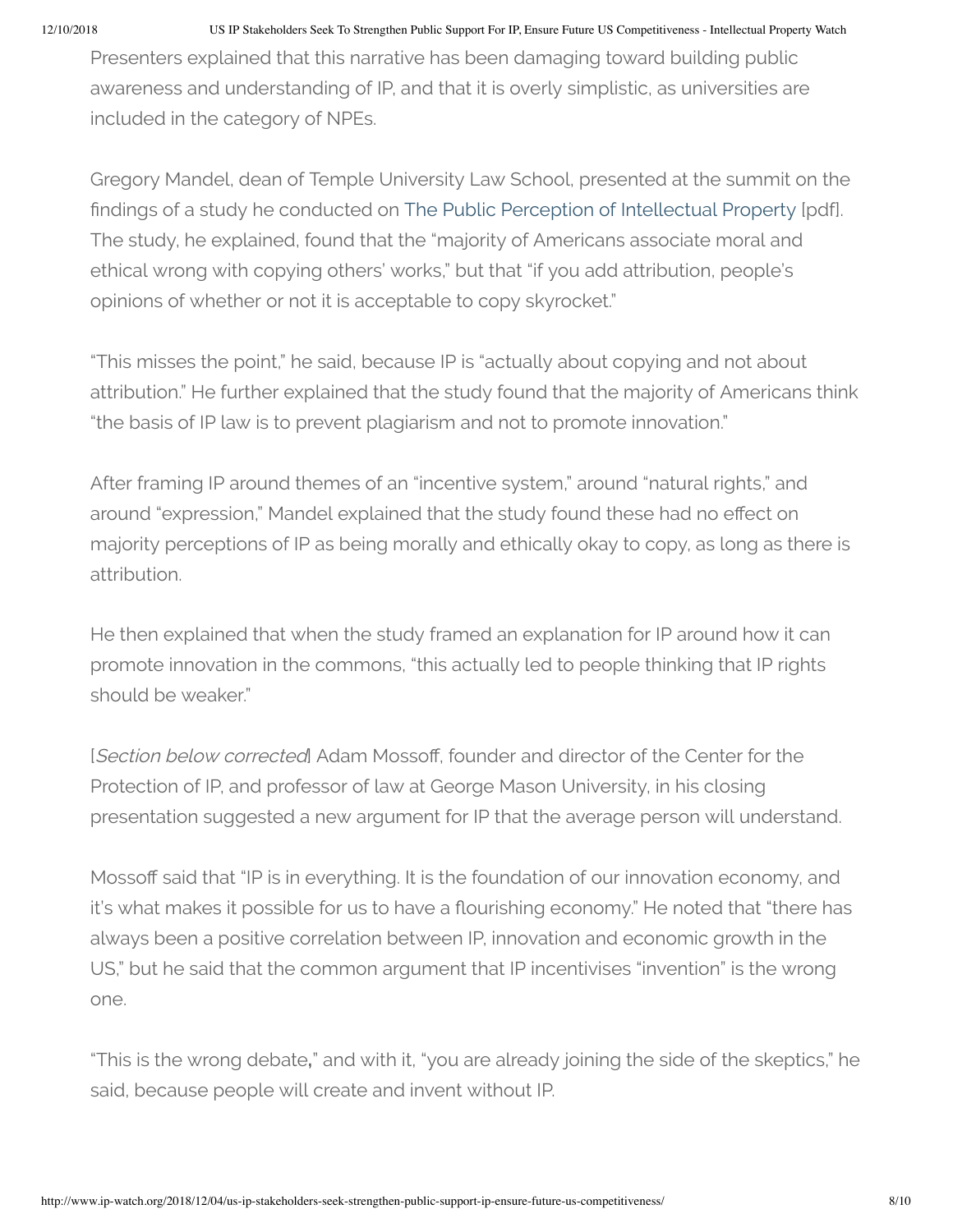Presenters explained that this narrative has been damaging toward building public awareness and understanding of IP, and that it is overly simplistic, as universities are included in the category of NPEs.

Gregory Mandel, dean of Temple University Law School, presented at the summit on the findings of a study he conducted on The Public Perception of Intellectual Property [pdf]. The study, he explained, found that the "majority of Americans associate moral and ethical wrong with copying others' works," but that "if you add attribution, people's opinions of whether or not it is acceptable to copy skyrocket."

"This misses the point," he said, because IP is "actually about copying and not about attribution." He further explained that the study found that the majority of Americans think "the basis of IP law is to prevent plagiarism and not to promote innovation."

After framing IP around themes of an "incentive system," around "natural rights," and around "expression," Mandel explained that the study found these had no effect on majority perceptions of IP as being morally and ethically okay to copy, as long as there is attribution.

He then explained that when the study framed an explanation for IP around how it can promote innovation in the commons, "this actually led to people thinking that IP rights should be weaker."

[*Section below corrected*] Adam Mossoff, founder and director of the Center for the Protection of IP, and professor of law at George Mason University, in his closing presentation suggested a new argument for IP that the average person will understand.

Mossoff said that "IP is in everything. It is the foundation of our innovation economy, and it's what makes it possible for us to have a flourishing economy." He noted that "there has always been a positive correlation between IP, innovation and economic growth in the US," but he said that the common argument that IP incentivises "invention" is the wrong one.

"This is the wrong debate**,**" and with it, "you are already joining the side of the skeptics," he said, because people will create and invent without IP.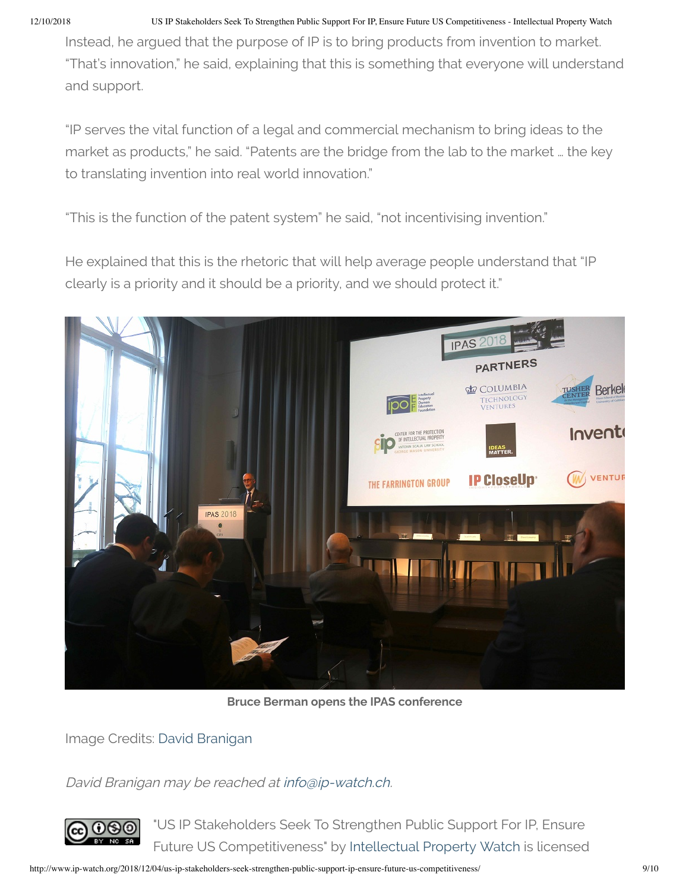Instead, he argued that the purpose of IP is to bring products from invention to market. "That's innovation," he said, explaining that this is something that everyone will understand and support.

"IP serves the vital function of a legal and commercial mechanism to bring ideas to the market as products," he said. "Patents are the bridge from the lab to the market … the key to translating invention into real world innovation."

"This is the function of the patent system" he said, "not incentivising invention."

He explained that this is the rhetoric that will help average people understand that "IP clearly is a priority and it should be a priority, and we should protect it."

**Bruce Berman opens the IPAS conference**

Image Credits: David Branigan

*David Branigan may be reached at info@ip-watch.ch.*

"US IP Stakeholders Seek To Strengthen Public Support For IP, Ensure Future US Competitiveness" by Intellectual Property Watch is licensed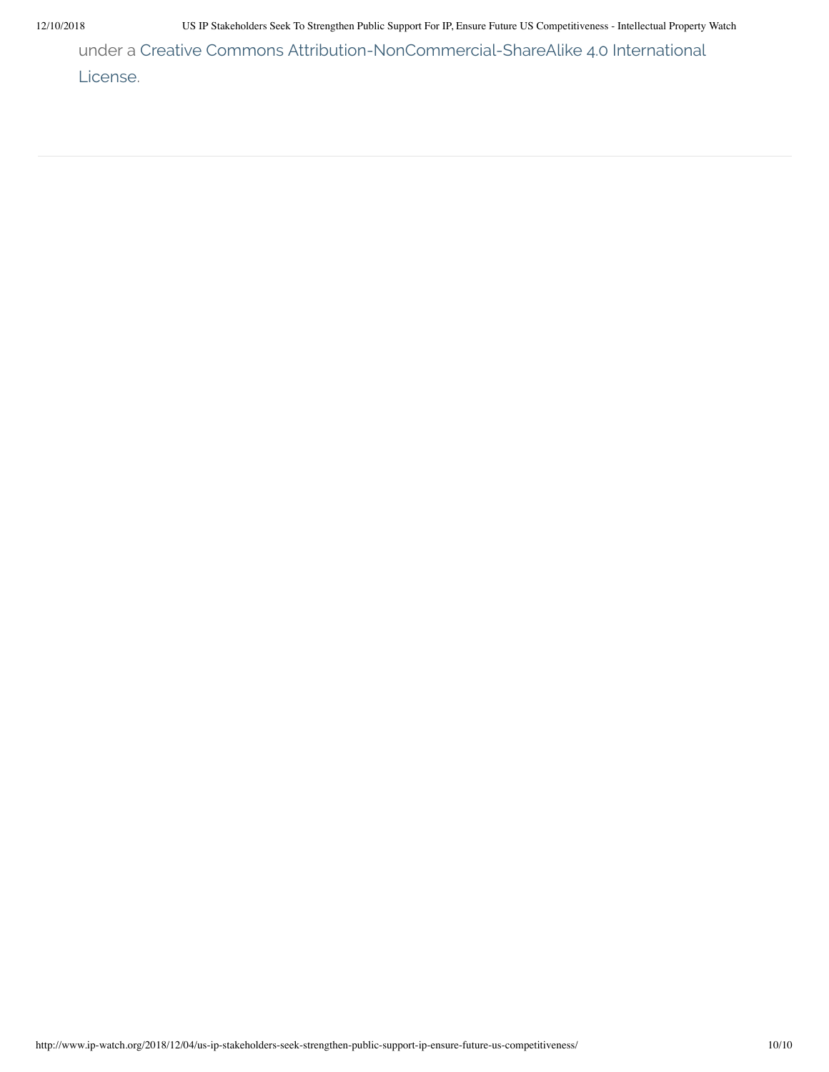under a Creative Commons Attribution-NonCommercial-ShareAlike 4.0 International License.

---